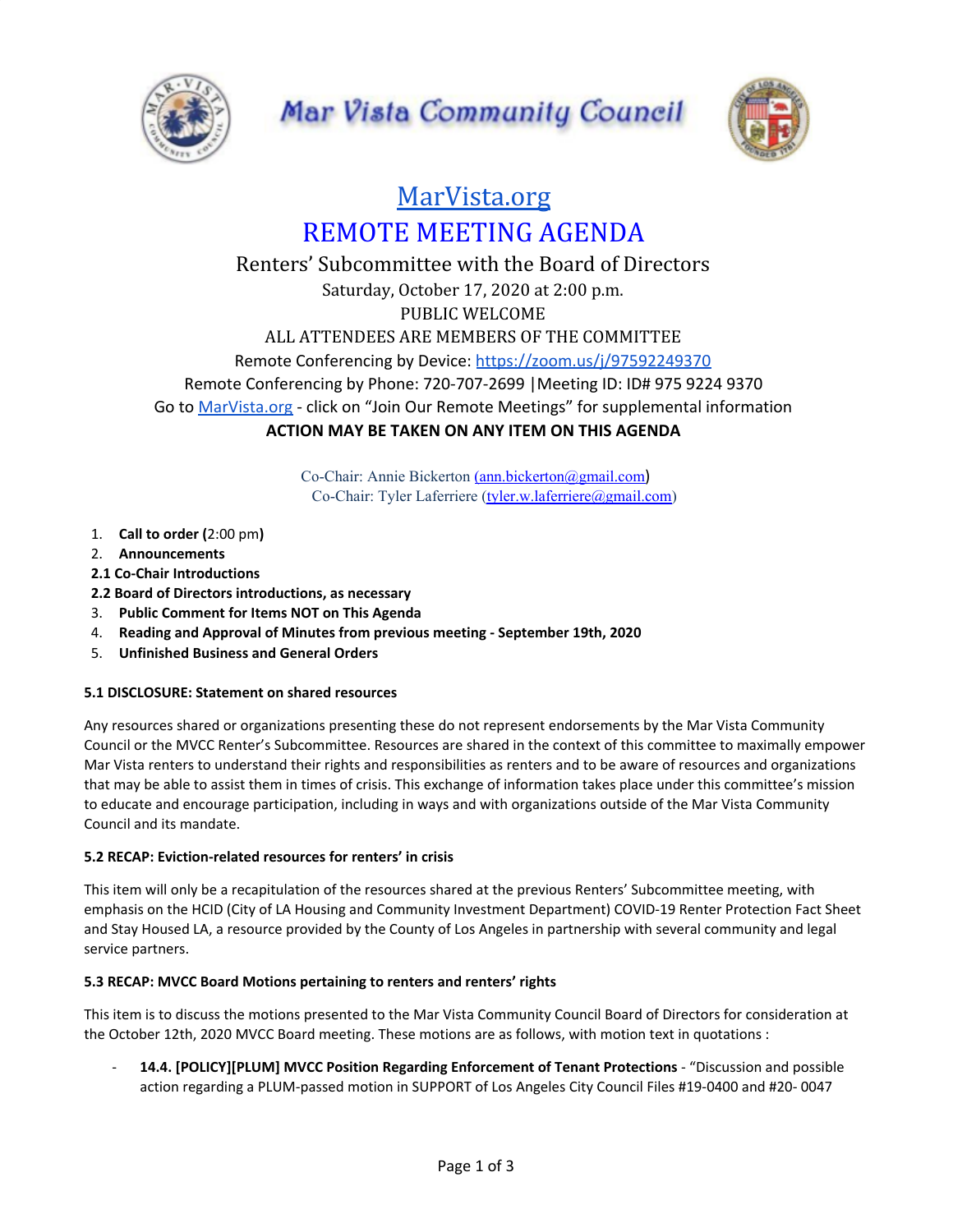# Mar Vista Community Council

## MarVista.org

## REMOTE MEETING AGENDA

Renters' Subcommittee with the Board of Directors

Saturday, October 17, 2020 at 2:00 p.m.

PUBLIC WELCOME

ALL ATTENDEES ARE MEMBERS OF THE COMMITTEE

Remote Conferencing by Device: https://zoom.us/j/97592249370

Remote Conferencing by Phone: 720-707-2699 |Meeting ID: ID# 975 9224 9370

Go to MarVista.org - click on "Join Our Remote Meetings" for supplemental information

**ACTION MAY BE TAKEN ON ANY ITEM ON THIS AGENDA**

Co-Chair: Annie Bickerton (ann.bickerton@gmail.com)

Co-Chair: Tyler Laferriere (tyler.w.laferriere@gmail.com)

1. **Call to order (**2:00 pm**)**
2. **Announcements**

**2.1 Co-Chair Introductions**

**2.2 Board of Directors introductions, as necessary**

3. **Public Comment for Items NOT on This Agenda**
4. **Reading and Approval of Minutes from previous meeting - September 19th, 2020**
5. **Unfinished Business and General Orders**

**5.1 DISCLOSURE: Statement on shared resources**

Any resources shared or organizations presenting these do not represent endorsements by the Mar Vista Community Council or the MVCC Renter's Subcommittee. Resources are shared in the context of this committee to maximally empower Mar Vista renters to understand their rights and responsibilities as renters and to be aware of resources and organizations that may be able to assist them in times of crisis. This exchange of information takes place under this committee's mission to educate and encourage participation, including in ways and with organizations outside of the Mar Vista Community Council and its mandate.

**5.2 RECAP: Eviction-related resources for renters' in crisis**

This item will only be a recapitulation of the resources shared at the previous Renters' Subcommittee meeting, with emphasis on the HCID (City of LA Housing and Community Investment Department) COVID-19 Renter Protection Fact Sheet and Stay Housed LA, a resource provided by the County of Los Angeles in partnership with several community and legal service partners.

**5.3 RECAP: MVCC Board Motions pertaining to renters and renters' rights**

This item is to discuss the motions presented to the Mar Vista Community Council Board of Directors for consideration at the October 12th, 2020 MVCC Board meeting. These motions are as follows, with motion text in quotations :

- **14.4. [POLICY][PLUM] MVCC Position Regarding Enforcement of Tenant Protections** - "Discussion and possible action regarding a PLUM-passed motion in SUPPORT of Los Angeles City Council Files #19-0400 and #20- 0047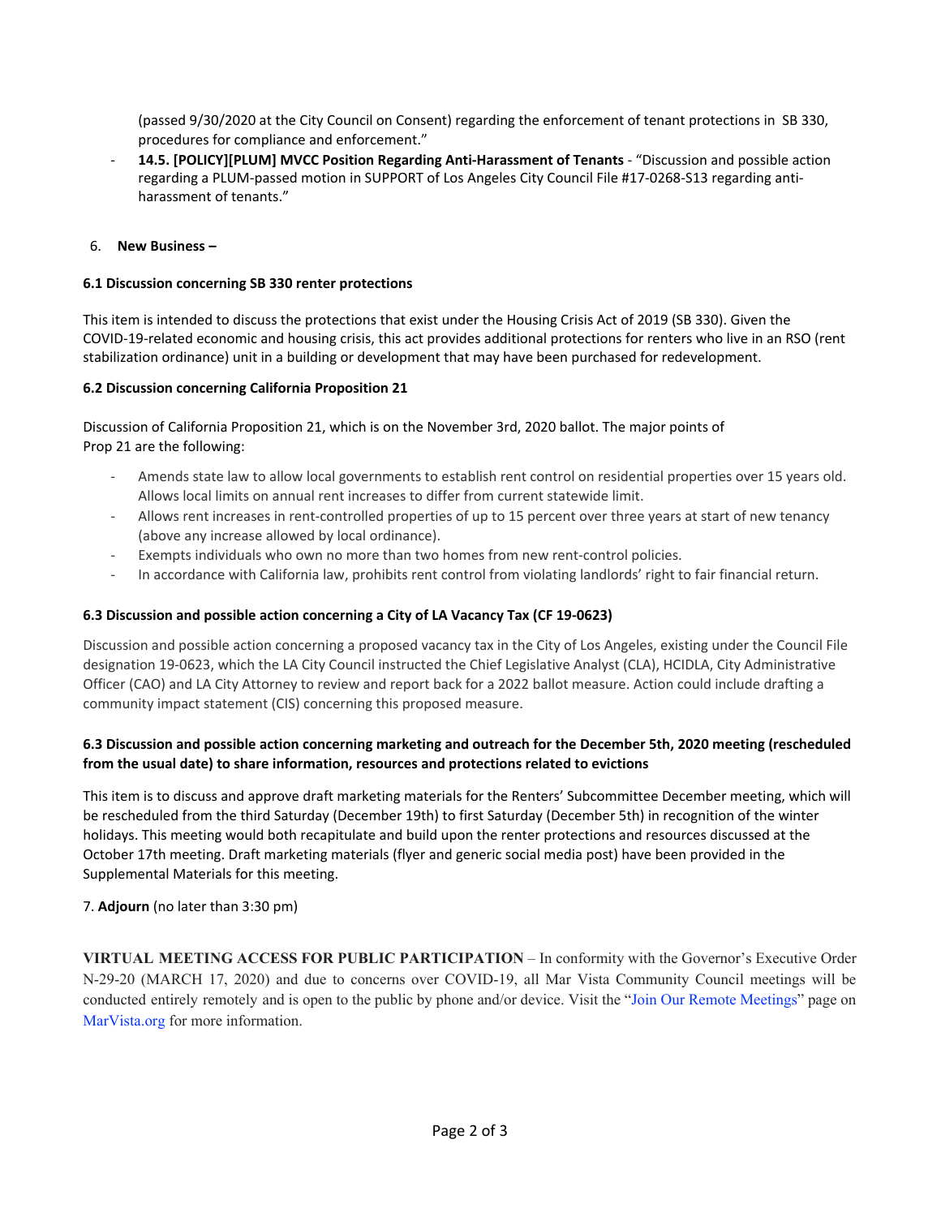(passed 9/30/2020 at the City Council on Consent) regarding the enforcement of tenant protections in SB 330, procedures for compliance and enforcement."

- **14.5. [POLICY][PLUM] MVCC Position Regarding Anti-Harassment of Tenants** - "Discussion and possible action regarding a PLUM-passed motion in SUPPORT of Los Angeles City Council File #17-0268-S13 regarding anti-harassment of tenants."

6. **New Business –**

**6.1 Discussion concerning SB 330 renter protections**

This item is intended to discuss the protections that exist under the Housing Crisis Act of 2019 (SB 330). Given the COVID-19-related economic and housing crisis, this act provides additional protections for renters who live in an RSO (rent stabilization ordinance) unit in a building or development that may have been purchased for redevelopment.

**6.2 Discussion concerning California Proposition 21**

Discussion of California Proposition 21, which is on the November 3rd, 2020 ballot. The major points of Prop 21 are the following:

- Amends state law to allow local governments to establish rent control on residential properties over 15 years old. Allows local limits on annual rent increases to differ from current statewide limit.
- Allows rent increases in rent-controlled properties of up to 15 percent over three years at start of new tenancy (above any increase allowed by local ordinance).
- Exempts individuals who own no more than two homes from new rent-control policies.
- In accordance with California law, prohibits rent control from violating landlords' right to fair financial return.

**6.3 Discussion and possible action concerning a City of LA Vacancy Tax (CF 19-0623)**

Discussion and possible action concerning a proposed vacancy tax in the City of Los Angeles, existing under the Council File designation 19-0623, which the LA City Council instructed the Chief Legislative Analyst (CLA), HCIDLA, City Administrative Officer (CAO) and LA City Attorney to review and report back for a 2022 ballot measure. Action could include drafting a community impact statement (CIS) concerning this proposed measure.

**6.3 Discussion and possible action concerning marketing and outreach for the December 5th, 2020 meeting (rescheduled from the usual date) to share information, resources and protections related to evictions**

This item is to discuss and approve draft marketing materials for the Renters' Subcommittee December meeting, which will be rescheduled from the third Saturday (December 19th) to first Saturday (December 5th) in recognition of the winter holidays. This meeting would both recapitulate and build upon the renter protections and resources discussed at the October 17th meeting. Draft marketing materials (flyer and generic social media post) have been provided in the Supplemental Materials for this meeting.

7. **Adjourn** (no later than 3:30 pm)

**VIRTUAL MEETING ACCESS FOR PUBLIC PARTICIPATION** – In conformity with the Governor's Executive Order N-29-20 (MARCH 17, 2020) and due to concerns over COVID-19, all Mar Vista Community Council meetings will be conducted entirely remotely and is open to the public by phone and/or device. Visit the "Join Our Remote Meetings" page on MarVista.org for more information.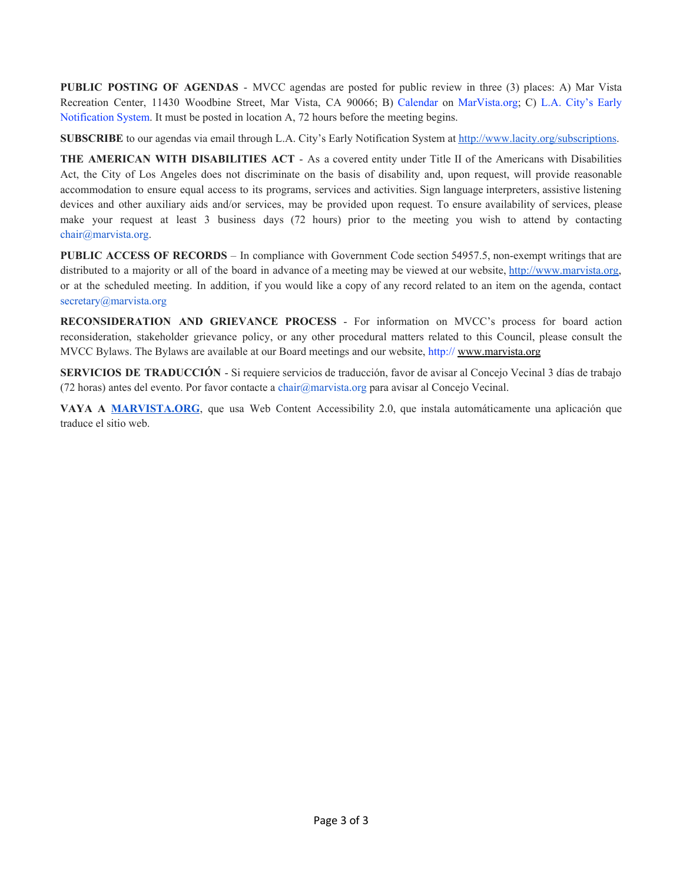**PUBLIC POSTING OF AGENDAS** - MVCC agendas are posted for public review in three (3) places: A) Mar Vista Recreation Center, 11430 Woodbine Street, Mar Vista, CA 90066; B) Calendar on MarVista.org; C) L.A. City's Early Notification System. It must be posted in location A, 72 hours before the meeting begins.

**SUBSCRIBE** to our agendas via email through L.A. City's Early Notification System at http://www.lacity.org/subscriptions.

**THE AMERICAN WITH DISABILITIES ACT** - As a covered entity under Title II of the Americans with Disabilities Act, the City of Los Angeles does not discriminate on the basis of disability and, upon request, will provide reasonable accommodation to ensure equal access to its programs, services and activities. Sign language interpreters, assistive listening devices and other auxiliary aids and/or services, may be provided upon request. To ensure availability of services, please make your request at least 3 business days (72 hours) prior to the meeting you wish to attend by contacting chair@marvista.org.

**PUBLIC ACCESS OF RECORDS** – In compliance with Government Code section 54957.5, non-exempt writings that are distributed to a majority or all of the board in advance of a meeting may be viewed at our website, http://www.marvista.org, or at the scheduled meeting. In addition, if you would like a copy of any record related to an item on the agenda, contact secretary@marvista.org

**RECONSIDERATION AND GRIEVANCE PROCESS** - For information on MVCC's process for board action reconsideration, stakeholder grievance policy, or any other procedural matters related to this Council, please consult the MVCC Bylaws. The Bylaws are available at our Board meetings and our website, http:// www.marvista.org

**SERVICIOS DE TRADUCCIÓN** - Si requiere servicios de traducción, favor de avisar al Concejo Vecinal 3 días de trabajo (72 horas) antes del evento. Por favor contacte a chair@marvista.org para avisar al Concejo Vecinal.

**VAYA A MARVISTA.ORG**, que usa Web Content Accessibility 2.0, que instala automáticamente una aplicación que traduce el sitio web.